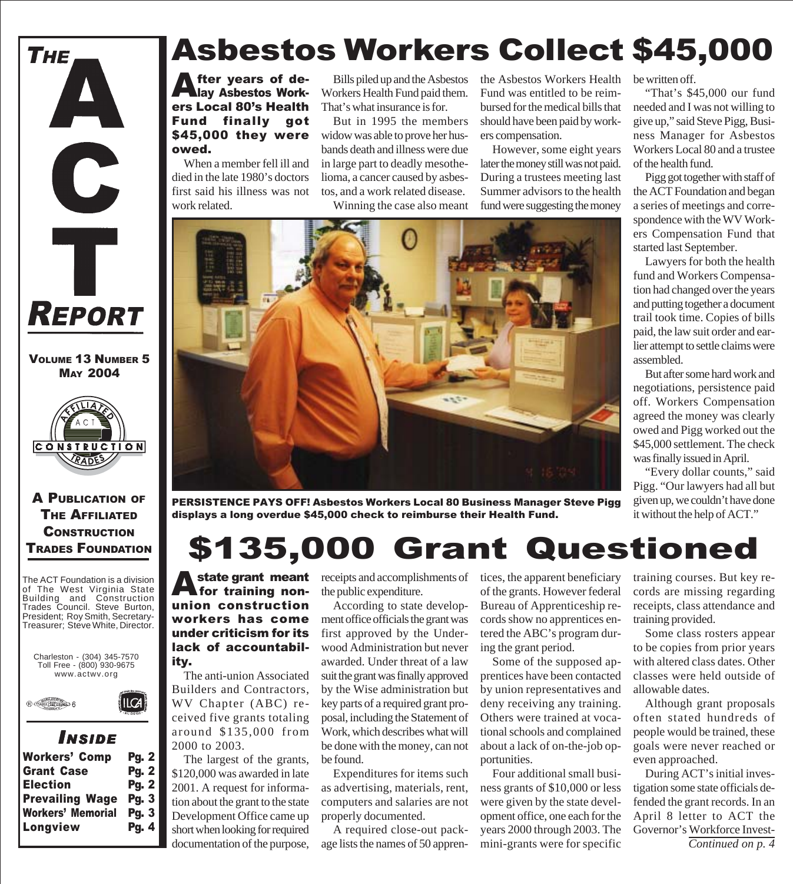# THE ACT REPORT

**VOLUME 13 NUMBER 5**
**MAY 2004**

**A PUBLICATION OF THE AFFILIATED CONSTRUCTION TRADES FOUNDATION**

The ACT Foundation is a division of The West Virginia State Building and Construction Trades Council. Steve Burton, President; Roy Smith, Secretary-Treasurer; Steve White, Director.

Charleston - (304) 345-7570
Toll Free - (800) 930-9675
www.actwv.org

## INSIDE

| | |
|---|---|
| Workers' Comp | Pg. 2 |
| Grant Case | Pg. 2 |
| Election | Pg. 2 |
| Prevailing Wage | Pg. 3 |
| Workers' Memorial | Pg. 3 |
| Longview | Pg. 4 |

# Asbestos Workers Collect $45,000

**After years of delay Asbestos Workers Local 80's Health Fund finally got $45,000 they were owed.**

When a member fell ill and died in the late 1980's doctors first said his illness was not work related.

Bills piled up and the Asbestos Workers Health Fund paid them. That's what insurance is for.

But in 1995 the members widow was able to prove her husbands death and illness were due in large part to deadly mesothelioma, a cancer caused by asbestos, and a work related disease.

Winning the case also meant the Asbestos Workers Health Fund was entitled to be reimbursed for the medical bills that should have been paid by workers compensation.

However, some eight years later the money still was not paid. During a trustees meeting last Summer advisors to the health fund were suggesting the money be written off.

"That's $45,000 our fund needed and I was not willing to give up," said Steve Pigg, Business Manager for Asbestos Workers Local 80 and a trustee of the health fund.

Pigg got together with staff of the ACT Foundation and began a series of meetings and correspondence with the WV Workers Compensation Fund that started last September.

Lawyers for both the health fund and Workers Compensation had changed over the years and putting together a document trail took time. Copies of bills paid, the law suit order and earlier attempt to settle claims were assembled.

But after some hard work and negotiations, persistence paid off. Workers Compensation agreed the money was clearly owed and Pigg worked out the $45,000 settlement. The check was finally issued in April.

"Every dollar counts," said Pigg. "Our lawyers had all but given up, we couldn't have done it without the help of ACT."

**PERSISTENCE PAYS OFF! Asbestos Workers Local 80 Business Manager Steve Pigg displays a long overdue $45,000 check to reimburse their Health Fund.**

# $135,000 Grant Questioned

**A state grant meant for training non-union construction workers has come under criticism for its lack of accountability.**

The anti-union Associated Builders and Contractors, WV Chapter (ABC) received five grants totaling around $135,000 from 2000 to 2003.

The largest of the grants, $120,000 was awarded in late 2001. A request for information about the grant to the state Development Office came up short when looking for required documentation of the purpose, receipts and accomplishments of the public expenditure.

According to state development office officials the grant was first approved by the Underwood Administration but never awarded. Under threat of a law suit the grant was finally approved by the Wise administration but key parts of a required grant proposal, including the Statement of Work, which describes what will be done with the money, can not be found.

Expenditures for items such as advertising, materials, rent, computers and salaries are not properly documented.

A required close-out package lists the names of 50 apprentices, the apparent beneficiary of the grants. However federal Bureau of Apprenticeship records show no apprentices entered the ABC's program during the grant period.

Some of the supposed apprentices have been contacted by union representatives and deny receiving any training. Others were trained at vocational schools and complained about a lack of on-the-job opportunities.

Four additional small business grants of $10,000 or less were given by the state development office, one each for the years 2000 through 2003. The mini-grants were for specific training courses. But key records are missing regarding receipts, class attendance and training provided.

Some class rosters appear to be copies from prior years with altered class dates. Other classes were held outside of allowable dates.

Although grant proposals often stated hundreds of people would be trained, these goals were never reached or even approached.

During ACT's initial investigation some state officials defended the grant records. In an April 8 letter to ACT the Governor's Workforce Invest-

*Continued on p. 4*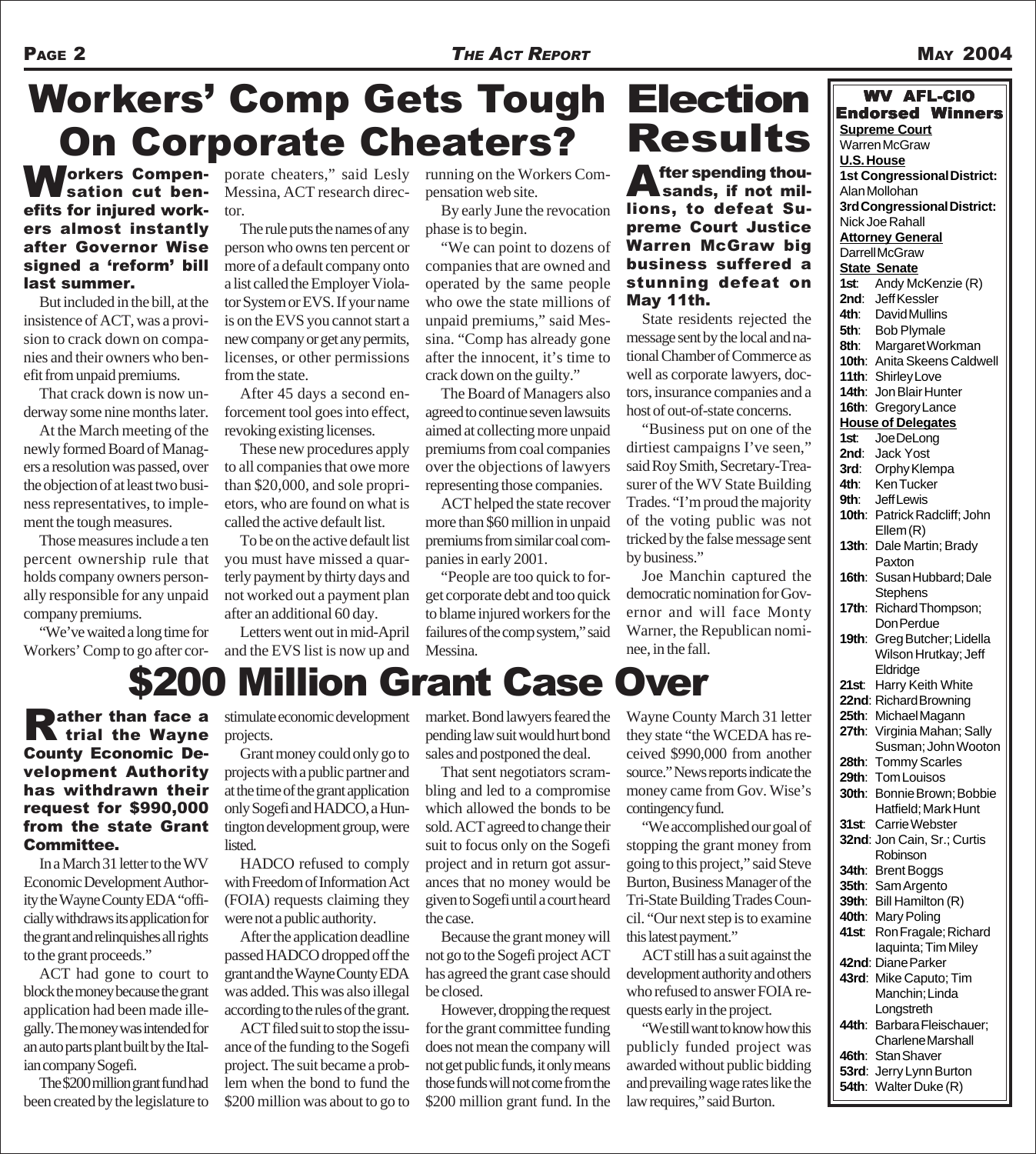# Workers' Comp Gets Tough On Corporate Cheaters?

**Workers Compensation cut benefits for injured workers almost instantly after Governor Wise signed a 'reform' bill last summer.**

But included in the bill, at the insistence of ACT, was a provision to crack down on companies and their owners who benefit from unpaid premiums.

That crack down is now underway some nine months later.

At the March meeting of the newly formed Board of Managers a resolution was passed, over the objection of at least two business representatives, to implement the tough measures.

Those measures include a ten percent ownership rule that holds company owners personally responsible for any unpaid company premiums.

"We've waited a long time for Workers' Comp to go after corporate cheaters," said Lesly Messina, ACT research director.

The rule puts the names of any person who owns ten percent or more of a default company onto a list called the Employer Violator System or EVS. If your name is on the EVS you cannot start a new company or get any permits, licenses, or other permissions from the state.

After 45 days a second enforcement tool goes into effect, revoking existing licenses.

These new procedures apply to all companies that owe more than $20,000, and sole proprietors, who are found on what is called the active default list.

To be on the active default list you must have missed a quarterly payment by thirty days and not worked out a payment plan after an additional 60 day.

Letters went out in mid-April and the EVS list is now up and running on the Workers Compensation web site.

By early June the revocation phase is to begin.

"We can point to dozens of companies that are owned and operated by the same people who owe the state millions of unpaid premiums," said Messina. "Comp has already gone after the innocent, it's time to crack down on the guilty."

The Board of Managers also agreed to continue seven lawsuits aimed at collecting more unpaid premiums from coal companies over the objections of lawyers representing those companies.

ACT helped the state recover more than $60 million in unpaid premiums from similar coal companies in early 2001.

"People are too quick to forget corporate debt and too quick to blame injured workers for the failures of the comp system," said Messina.

# Election Results

**After spending thousands, if not millions, to defeat Supreme Court Justice Warren McGraw big business suffered a stunning defeat on May 11th.**

State residents rejected the message sent by the local and national Chamber of Commerce as well as corporate lawyers, doctors, insurance companies and a host of out-of-state concerns.

"Business put on one of the dirtiest campaigns I've seen," said Roy Smith, Secretary-Treasurer of the WV State Building Trades. "I'm proud the majority of the voting public was not tricked by the false message sent by business."

Joe Manchin captured the democratic nomination for Governor and will face Monty Warner, the Republican nominee, in the fall.

# $200 Million Grant Case Over

**Rather than face a trial the Wayne County Economic Development Authority has withdrawn their request for $990,000 from the state Grant Committee.**

In a March 31 letter to the WV Economic Development Authority the Wayne County EDA "officially withdraws its application for the grant and relinquishes all rights to the grant proceeds."

ACT had gone to court to block the money because the grant application had been made illegally. The money was intended for an auto parts plant built by the Italian company Sogefi.

The $200 million grant fund had been created by the legislature to stimulate economic development projects.

Grant money could only go to projects with a public partner and at the time of the grant application only Sogefi and HADCO, a Huntington development group, were listed.

HADCO refused to comply with Freedom of Information Act (FOIA) requests claiming they were not a public authority.

After the application deadline passed HADCO dropped off the grant and the Wayne County EDA was added. This was also illegal according to the rules of the grant.

ACT filed suit to stop the issuance of the funding to the Sogefi project. The suit became a problem when the bond to fund the $200 million was about to go to market. Bond lawyers feared the pending law suit would hurt bond sales and postponed the deal.

That sent negotiators scrambling and led to a compromise which allowed the bonds to be sold. ACT agreed to change their suit to focus only on the Sogefi project and in return got assurances that no money would be given to Sogefi until a court heard the case.

Because the grant money will not go to the Sogefi project ACT has agreed the grant case should be closed.

However, dropping the request for the grant committee funding does not mean the company will not get public funds, it only means those funds will not come from the $200 million grant fund. In the Wayne County March 31 letter they state "the WCEDA has received $990,000 from another source." News reports indicate the money came from Gov. Wise's contingency fund.

"We accomplished our goal of stopping the grant money from going to this project," said Steve Burton, Business Manager of the Tri-State Building Trades Council. "Our next step is to examine this latest payment."

ACT still has a suit against the development authority and others who refused to answer FOIA requests early in the project.

"We still want to know how this publicly funded project was awarded without public bidding and prevailing wage rates like the law requires," said Burton.

## WV AFL-CIO Endorsed Winners

**Supreme Court**
Warren McGraw

**U.S. House**
**1st Congressional District:** Alan Mollohan
**3rd Congressional District:** Nick Joe Rahall

**Attorney General**
Darrell McGraw

**State Senate**
- **1st**: Andy McKenzie (R)
- **2nd**: Jeff Kessler
- **4th**: David Mullins
- **5th**: Bob Plymale
- **8th**: Margaret Workman
- **10th**: Anita Skeens Caldwell
- **11th**: Shirley Love
- **14th**: Jon Blair Hunter
- **16th**: Gregory Lance

**House of Delegates**
- **1st**: Joe DeLong
- **2nd**: Jack Yost
- **3rd**: Orphy Klempa
- **4th**: Ken Tucker
- **9th**: Jeff Lewis
- **10th**: Patrick Radcliff; John Ellem (R)
- **13th**: Dale Martin; Brady Paxton
- **16th**: Susan Hubbard; Dale Stephens
- **17th**: Richard Thompson; Don Perdue
- **19th**: Greg Butcher; Lidella Wilson Hrutkay; Jeff Eldridge
- **21st**: Harry Keith White
- **22nd**: Richard Browning
- **25th**: Michael Magann
- **27th**: Virginia Mahan; Sally Susman; John Wooton
- **28th**: Tommy Scarles
- **29th**: Tom Louisos
- **30th**: Bonnie Brown; Bobbie Hatfield; Mark Hunt
- **31st**: Carrie Webster
- **32nd**: Jon Cain, Sr.; Curtis Robinson
- **34th**: Brent Boggs
- **35th**: Sam Argento
- **39th**: Bill Hamilton (R)
- **40th**: Mary Poling
- **41st**: Ron Fragale; Richard Iaquinta; Tim Miley
- **42nd**: Diane Parker
- **43rd**: Mike Caputo; Tim Manchin; Linda Longstreth
- **44th**: Barbara Fleischauer; Charlene Marshall
- **46th**: Stan Shaver
- **53rd**: Jerry Lynn Burton
- **54th**: Walter Duke (R)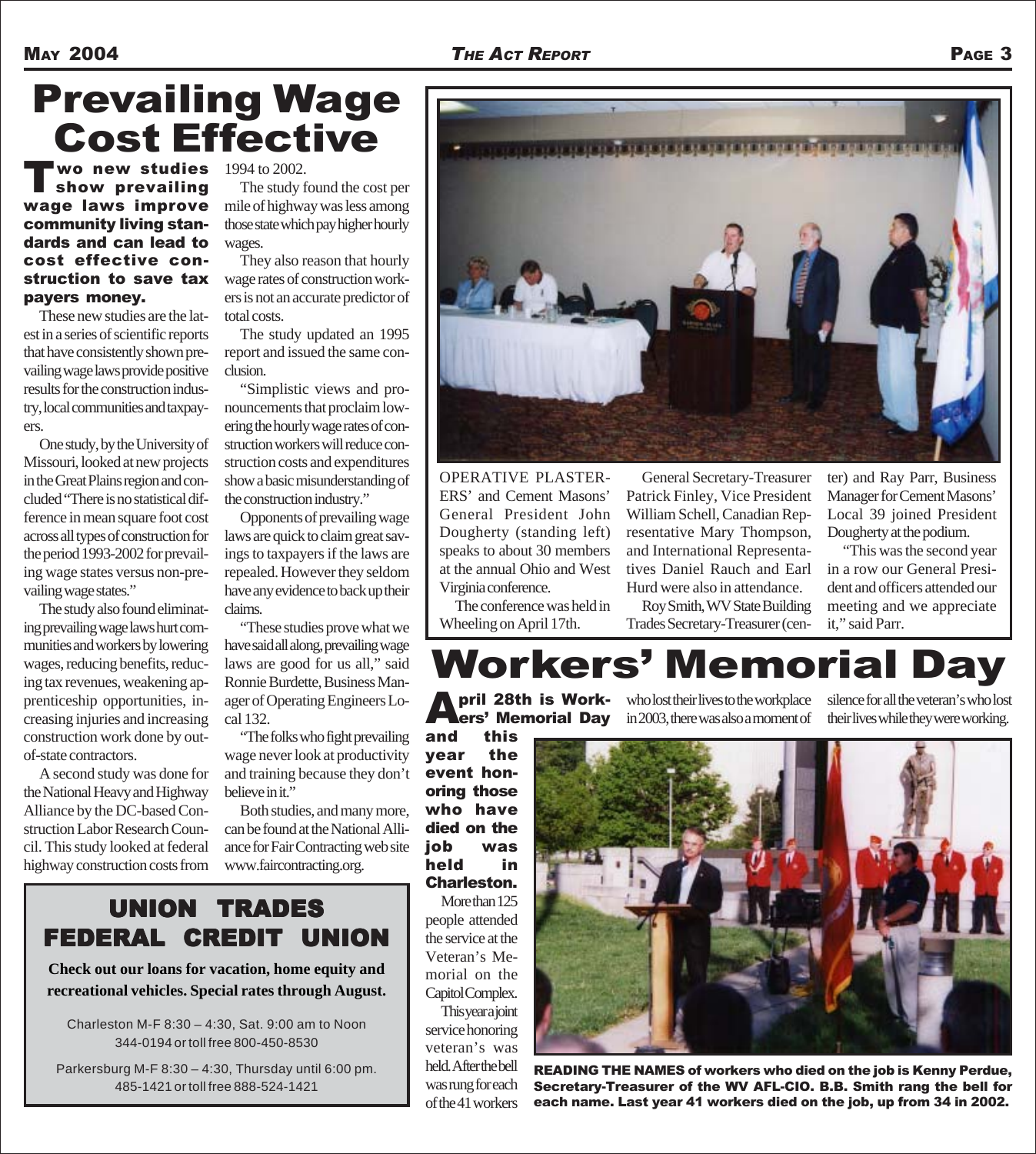# Prevailing Wage Cost Effective

**Two new studies show prevailing wage laws improve community living standards and can lead to cost effective construction to save tax payers money.**

These new studies are the latest in a series of scientific reports that have consistently shown prevailing wage laws provide positive results for the construction industry, local communities and taxpayers.

One study, by the University of Missouri, looked at new projects in the Great Plains region and concluded "There is no statistical difference in mean square foot cost across all types of construction for the period 1993-2002 for prevailing wage states versus non-prevailing wage states."

The study also found eliminating prevailing wage laws hurt communities and workers by lowering wages, reducing benefits, reducing tax revenues, weakening apprenticeship opportunities, increasing injuries and increasing construction work done by out-of-state contractors.

A second study was done for the National Heavy and Highway Alliance by the DC-based Construction Labor Research Council. This study looked at federal highway construction costs from 1994 to 2002.

The study found the cost per mile of highway was less among those state which pay higher hourly wages.

They also reason that hourly wage rates of construction workers is not an accurate predictor of total costs.

The study updated an 1995 report and issued the same conclusion.

"Simplistic views and pronouncements that proclaim lowering the hourly wage rates of construction workers will reduce construction costs and expenditures show a basic misunderstanding of the construction industry."

Opponents of prevailing wage laws are quick to claim great savings to taxpayers if the laws are repealed. However they seldom have any evidence to back up their claims.

"These studies prove what we have said all along, prevailing wage laws are good for us all," said Ronnie Burdette, Business Manager of Operating Engineers Local 132.

"The folks who fight prevailing wage never look at productivity and training because they don't believe in it."

Both studies, and many more, can be found at the National Alliance for Fair Contracting web site www.faircontracting.org.

## UNION TRADES FEDERAL CREDIT UNION

**Check out our loans for vacation, home equity and recreational vehicles. Special rates through August.**

Charleston M-F 8:30 – 4:30, Sat. 9:00 am to Noon
344-0194 or toll free 800-450-8530

Parkersburg M-F 8:30 – 4:30, Thursday until 6:00 pm.
485-1421 or toll free 888-524-1421

OPERATIVE PLASTERERS' and Cement Masons' General President John Dougherty (standing left) speaks to about 30 members at the annual Ohio and West Virginia conference.

The conference was held in Wheeling on April 17th.

General Secretary-Treasurer Patrick Finley, Vice President William Schell, Canadian Representative Mary Thompson, and International Representatives Daniel Rauch and Earl Hurd were also in attendance.

Roy Smith, WV State Building Trades Secretary-Treasurer (center) and Ray Parr, Business Manager for Cement Masons' Local 39 joined President Dougherty at the podium.

"This was the second year in a row our General President and officers attended our meeting and we appreciate it," said Parr.

# Workers' Memorial Day

**April 28th is Workers' Memorial Day and this year the event honoring those who have died on the job was held in Charleston.**

More than 125 people attended the service at the Veteran's Memorial on the Capitol Complex.

This year a joint service honoring veteran's was held. After the bell was rung for each of the 41 workers who lost their lives to the workplace in 2003, there was also a moment of silence for all the veteran's who lost their lives while they were working.

**READING THE NAMES of workers who died on the job is Kenny Perdue, Secretary-Treasurer of the WV AFL-CIO. B.B. Smith rang the bell for each name. Last year 41 workers died on the job, up from 34 in 2002.**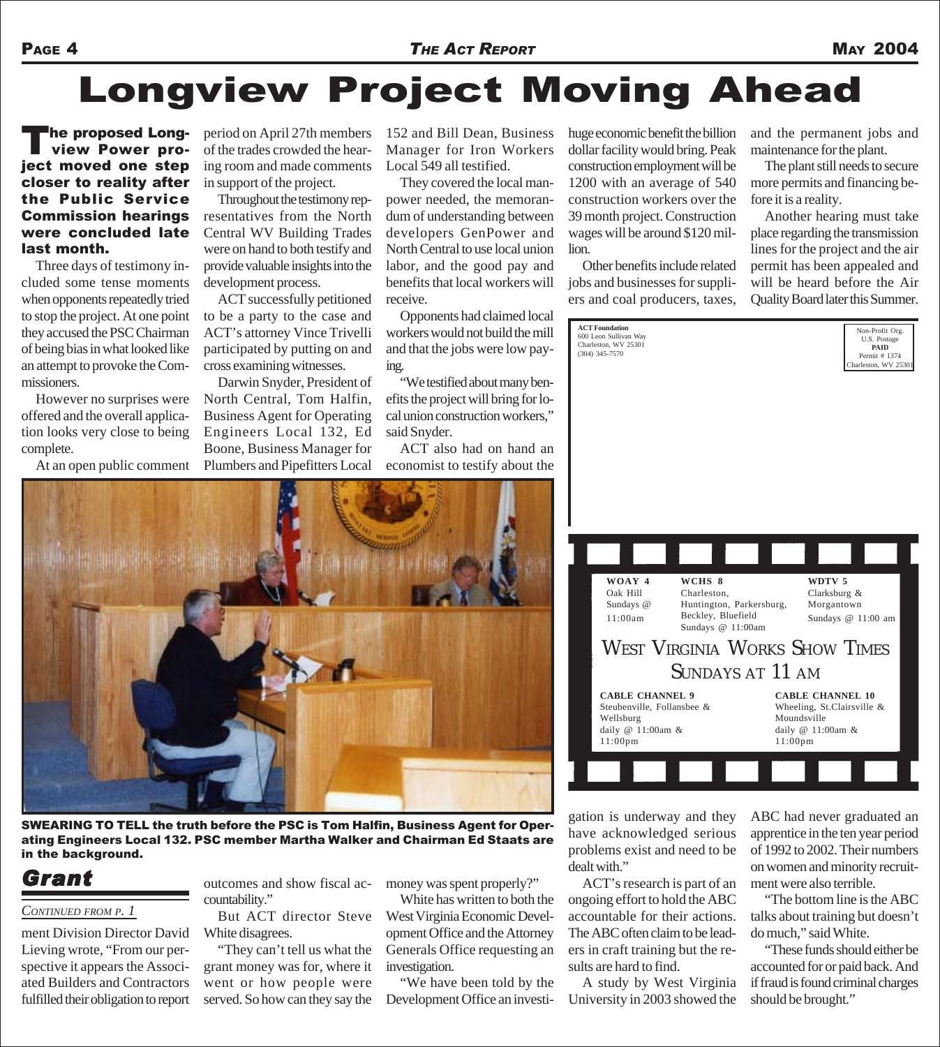# Longview Project Moving Ahead

**The proposed Longview Power project moved one step closer to reality after the Public Service Commission hearings were concluded late last month.**

Three days of testimony included some tense moments when opponents repeatedly tried to stop the project. At one point they accused the PSC Chairman of being bias in what looked like an attempt to provoke the Commissioners.

However no surprises were offered and the overall application looks very close to being complete.

At an open public comment period on April 27th members of the trades crowded the hearing room and made comments in support of the project.

Throughout the testimony representatives from the North Central WV Building Trades were on hand to both testify and provide valuable insights into the development process.

ACT successfully petitioned to be a party to the case and ACT's attorney Vince Trivelli participated by putting on and cross examining witnesses.

Darwin Snyder, President of North Central, Tom Halfin, Business Agent for Operating Engineers Local 132, Ed Boone, Business Manager for Plumbers and Pipefitters Local 152 and Bill Dean, Business Manager for Iron Workers Local 549 all testified.

They covered the local manpower needed, the memorandum of understanding between developers GenPower and North Central to use local union labor, and the good pay and benefits that local workers will receive.

Opponents had claimed local workers would not build the mill and that the jobs were low paying.

"We testified about many benefits the project will bring for local union construction workers," said Snyder.

ACT also had on hand an economist to testify about the huge economic benefit the billion dollar facility would bring. Peak construction employment will be 1200 with an average of 540 construction workers over the 39 month project. Construction wages will be around $120 million.

Other benefits include related jobs and businesses for suppliers and coal producers, taxes, and the permanent jobs and maintenance for the plant.

The plant still needs to secure more permits and financing before it is a reality.

Another hearing must take place regarding the transmission lines for the project and the air permit has been appealed and will be heard before the Air Quality Board later this Summer.

**SWEARING TO TELL the truth before the PSC is Tom Halfin, Business Agent for Operating Engineers Local 132. PSC member Martha Walker and Chairman Ed Staats are in the background.**

ACT Foundation
600 Leon Sullivan Way
Charleston, WV 25301
(304) 345-7570

Non-Profit Org.
U.S. Postage
**PAID**
Permit # 1374
Charleston, WV 25301

**WOAY 4**
Oak Hill
Sundays @ 11:00am

**WCHS 8**
Charleston, Huntington, Parkersburg, Beckley, Bluefield
Sundays @ 11:00am

**WDTV 5**
Clarksburg & Morgantown
Sundays @ 11:00 am

## West Virginia Works Show Times
## Sundays at 11 AM

**CABLE CHANNEL 9**
Steubenville, Follansbee & Wellsburg
daily @ 11:00am & 11:00pm

**CABLE CHANNEL 10**
Wheeling, St.Clairsville & Moundsville
daily @ 11:00am & 11:00pm

## Grant

*Continued from p. 1*

ment Division Director David Lieving wrote, "From our perspective it appears the Associated Builders and Contractors fulfilled their obligation to report outcomes and show fiscal accountability."

But ACT director Steve White disagrees.

"They can't tell us what the grant money was for, where it went or how people were served. So how can they say the money was spent properly?"

White has written to both the West Virginia Economic Development Office and the Attorney Generals Office requesting an investigation.

"We have been told by the Development Office an investigation is underway and they have acknowledged serious problems exist and need to be dealt with."

ACT's research is part of an ongoing effort to hold the ABC accountable for their actions. The ABC often claim to be leaders in craft training but the results are hard to find.

A study by West Virginia University in 2003 showed the ABC had never graduated an apprentice in the ten year period of 1992 to 2002. Their numbers on women and minority recruitment were also terrible.

"The bottom line is the ABC talks about training but doesn't do much," said White.

"These funds should either be accounted for or paid back. And if fraud is found criminal charges should be brought."